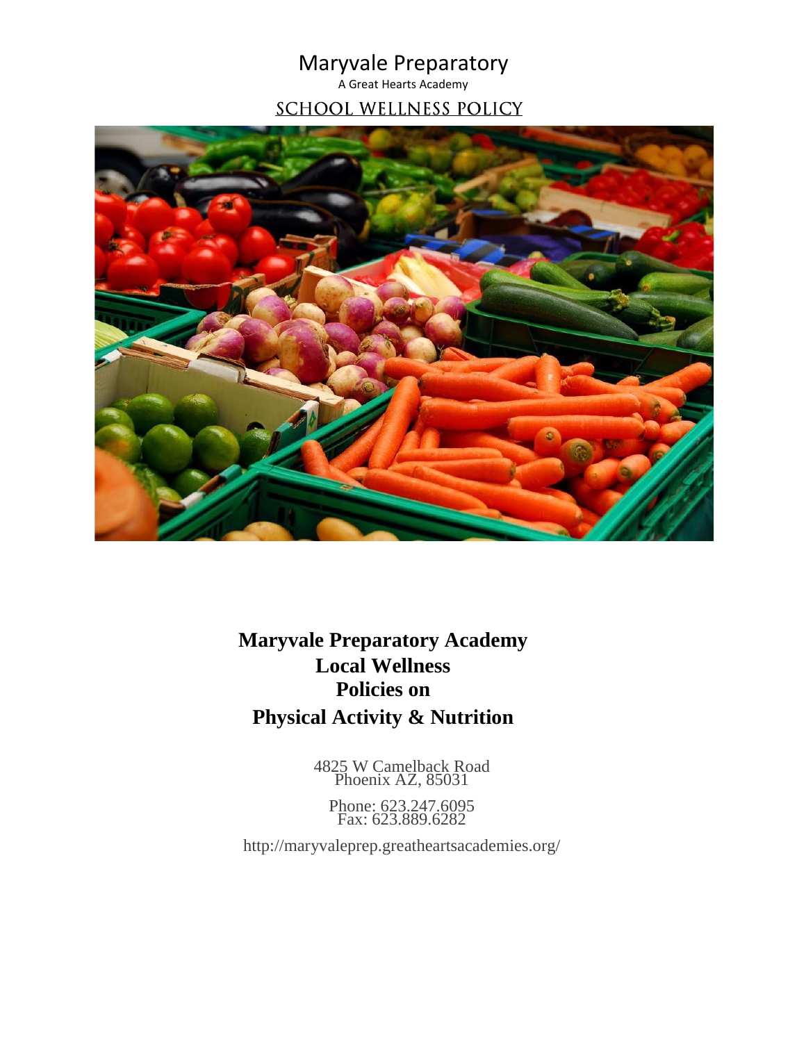# Maryvale Preparatory

A Great Hearts Academy

## SCHOOL WELLNESS POLICY

**Maryvale Preparatory Academy**
**Local Wellness**
**Policies on**
**Physical Activity & Nutrition**

4825 W Camelback Road
Phoenix AZ, 85031

Phone: 623.247.6095
Fax: 623.889.6282

http://maryvaleprep.greatheartsacademies.org/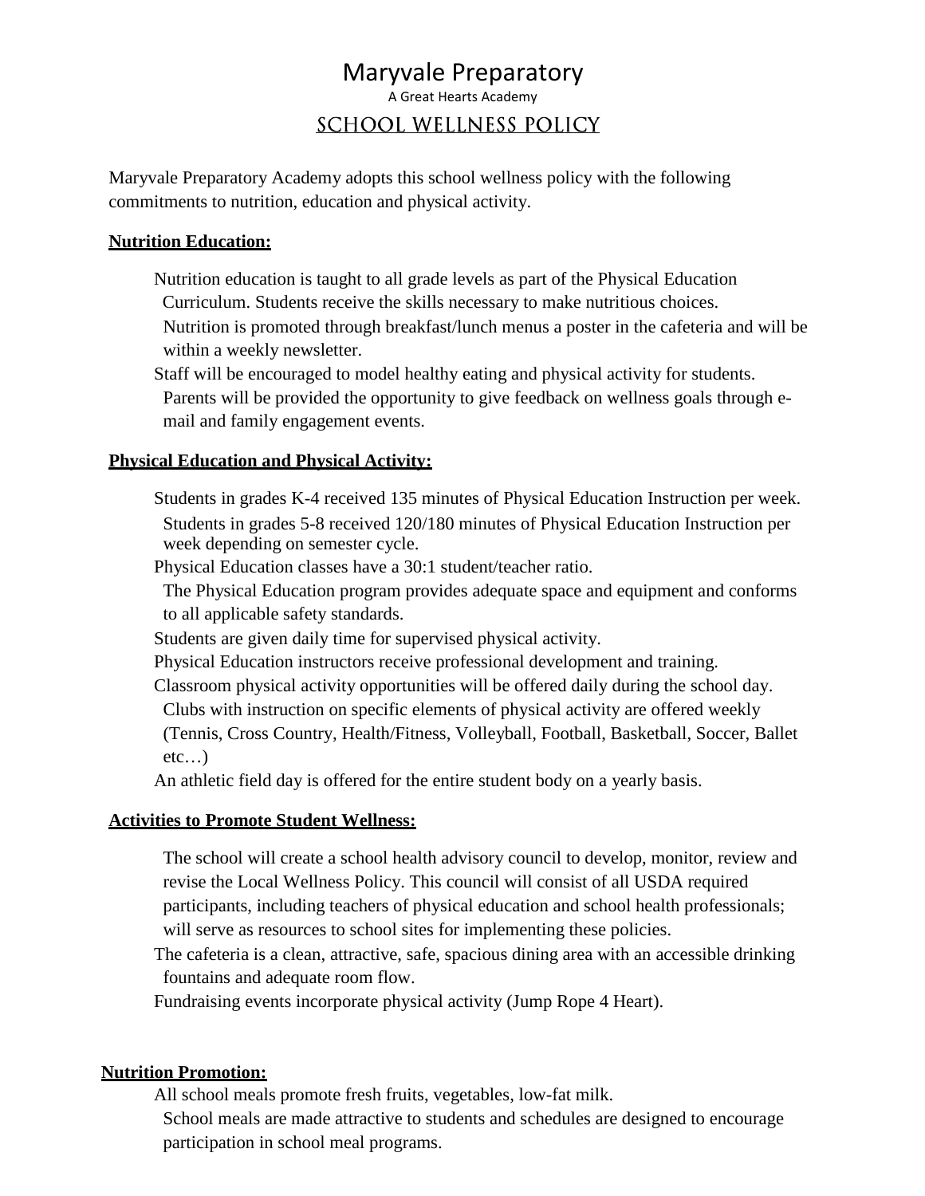# Maryvale Preparatory

A Great Hearts Academy

## SCHOOL WELLNESS POLICY

Maryvale Preparatory Academy adopts this school wellness policy with the following commitments to nutrition, education and physical activity.

**Nutrition Education:**

Nutrition education is taught to all grade levels as part of the Physical Education Curriculum. Students receive the skills necessary to make nutritious choices.

Nutrition is promoted through breakfast/lunch menus a poster in the cafeteria and will be within a weekly newsletter.

Staff will be encouraged to model healthy eating and physical activity for students.

Parents will be provided the opportunity to give feedback on wellness goals through e-mail and family engagement events.

**Physical Education and Physical Activity:**

Students in grades K-4 received 135 minutes of Physical Education Instruction per week.

Students in grades 5-8 received 120/180 minutes of Physical Education Instruction per week depending on semester cycle.

Physical Education classes have a 30:1 student/teacher ratio.

The Physical Education program provides adequate space and equipment and conforms to all applicable safety standards.

Students are given daily time for supervised physical activity.

Physical Education instructors receive professional development and training.

Classroom physical activity opportunities will be offered daily during the school day.

Clubs with instruction on specific elements of physical activity are offered weekly (Tennis, Cross Country, Health/Fitness, Volleyball, Football, Basketball, Soccer, Ballet etc…)

An athletic field day is offered for the entire student body on a yearly basis.

**Activities to Promote Student Wellness:**

The school will create a school health advisory council to develop, monitor, review and revise the Local Wellness Policy. This council will consist of all USDA required participants, including teachers of physical education and school health professionals; will serve as resources to school sites for implementing these policies.

The cafeteria is a clean, attractive, safe, spacious dining area with an accessible drinking fountains and adequate room flow.

Fundraising events incorporate physical activity (Jump Rope 4 Heart).

**Nutrition Promotion:**

All school meals promote fresh fruits, vegetables, low-fat milk.

School meals are made attractive to students and schedules are designed to encourage participation in school meal programs.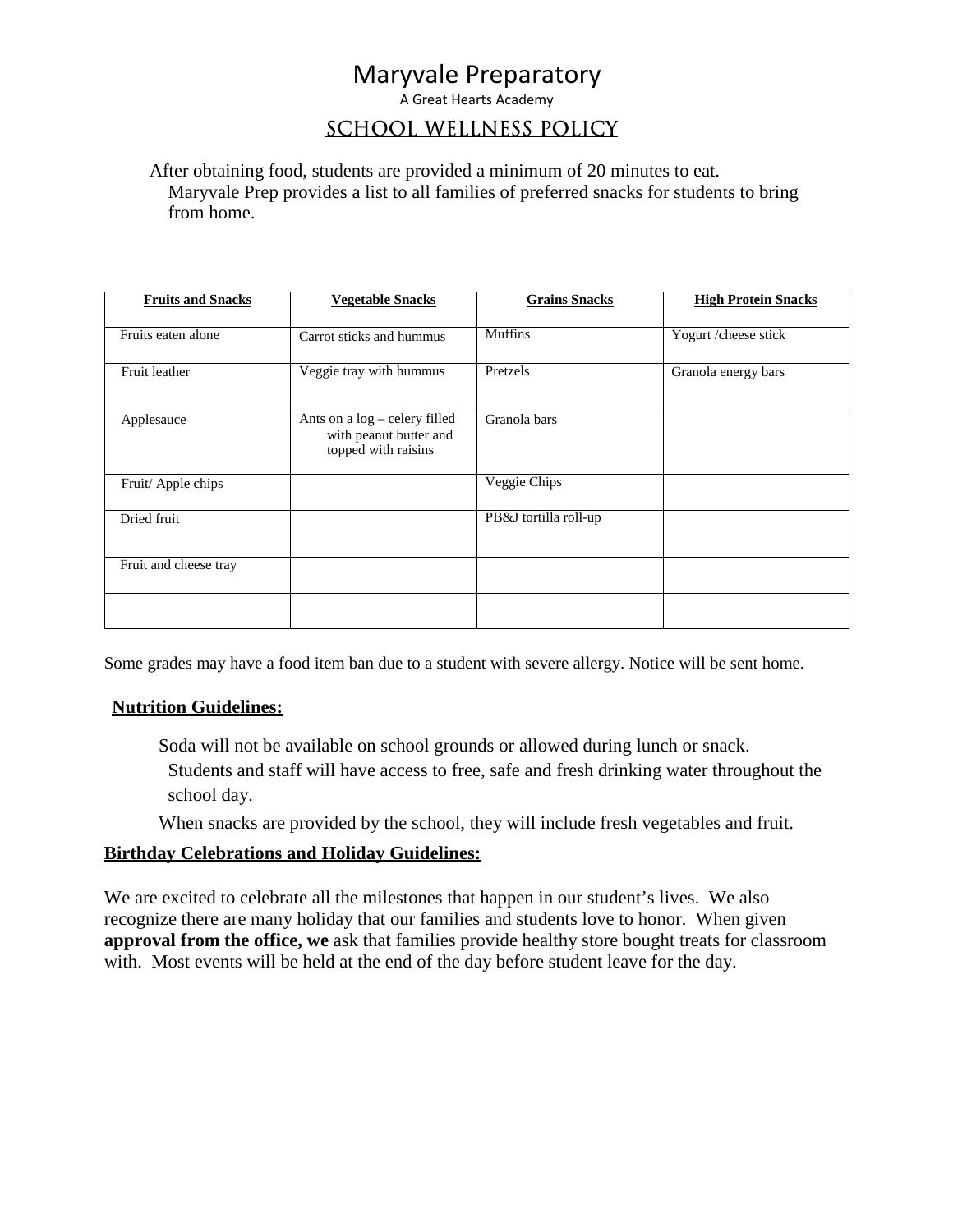# Maryvale Preparatory

A Great Hearts Academy

## SCHOOL WELLNESS POLICY

After obtaining food, students are provided a minimum of 20 minutes to eat.
Maryvale Prep provides a list to all families of preferred snacks for students to bring from home.

| Fruits and Snacks | Vegetable Snacks | Grains Snacks | High Protein Snacks |
|---|---|---|---|
| Fruits eaten alone | Carrot sticks and hummus | Muffins | Yogurt /cheese stick |
| Fruit leather | Veggie tray with hummus | Pretzels | Granola energy bars |
| Applesauce | Ants on a log – celery filled with peanut butter and topped with raisins | Granola bars | |
| Fruit/ Apple chips | | Veggie Chips | |
| Dried fruit | | PB&J tortilla roll-up | |
| Fruit and cheese tray | | | |
| | | | |

Some grades may have a food item ban due to a student with severe allergy. Notice will be sent home.

**Nutrition Guidelines:**

Soda will not be available on school grounds or allowed during lunch or snack.
Students and staff will have access to free, safe and fresh drinking water throughout the school day.

When snacks are provided by the school, they will include fresh vegetables and fruit.

**Birthday Celebrations and Holiday Guidelines:**

We are excited to celebrate all the milestones that happen in our student's lives. We also recognize there are many holiday that our families and students love to honor. When given **approval from the office, we** ask that families provide healthy store bought treats for classroom with. Most events will be held at the end of the day before student leave for the day.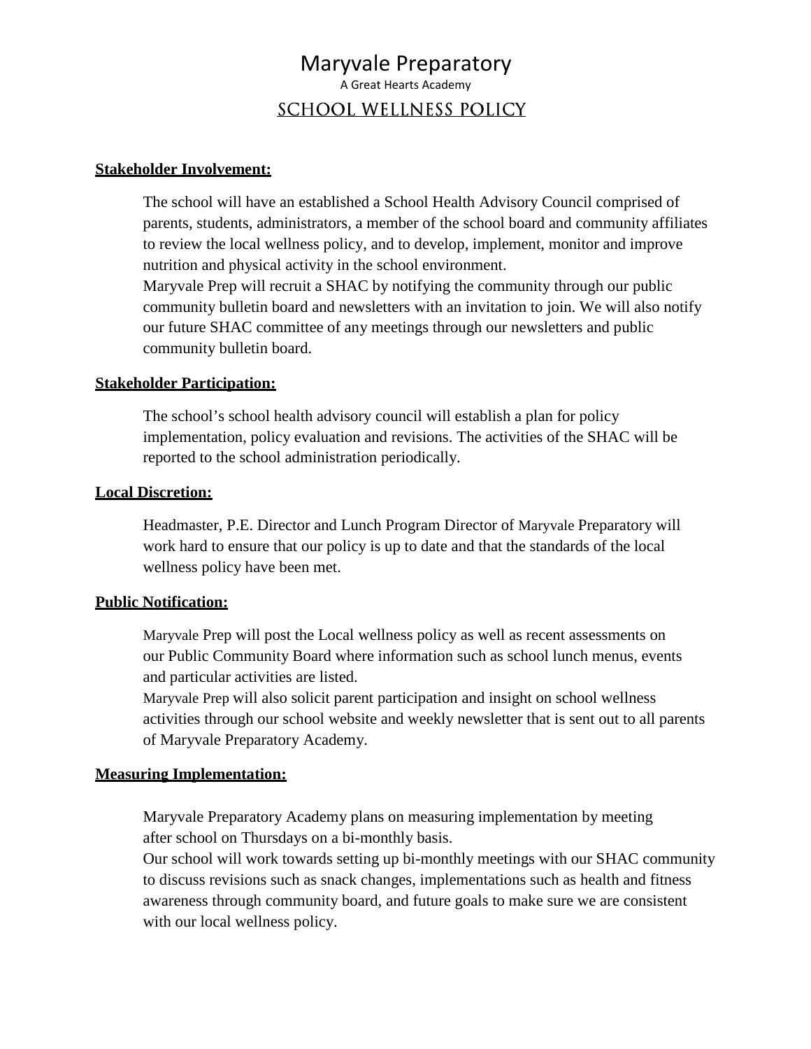# Maryvale Preparatory

A Great Hearts Academy

## SCHOOL WELLNESS POLICY

**Stakeholder Involvement:**

The school will have an established a School Health Advisory Council comprised of parents, students, administrators, a member of the school board and community affiliates to review the local wellness policy, and to develop, implement, monitor and improve nutrition and physical activity in the school environment.
Maryvale Prep will recruit a SHAC by notifying the community through our public community bulletin board and newsletters with an invitation to join. We will also notify our future SHAC committee of any meetings through our newsletters and public community bulletin board.

**Stakeholder Participation:**

The school's school health advisory council will establish a plan for policy implementation, policy evaluation and revisions. The activities of the SHAC will be reported to the school administration periodically.

**Local Discretion:**

Headmaster, P.E. Director and Lunch Program Director of Maryvale Preparatory will work hard to ensure that our policy is up to date and that the standards of the local wellness policy have been met.

**Public Notification:**

Maryvale Prep will post the Local wellness policy as well as recent assessments on our Public Community Board where information such as school lunch menus, events and particular activities are listed.
Maryvale Prep will also solicit parent participation and insight on school wellness activities through our school website and weekly newsletter that is sent out to all parents of Maryvale Preparatory Academy.

**Measuring Implementation:**

Maryvale Preparatory Academy plans on measuring implementation by meeting after school on Thursdays on a bi-monthly basis.
Our school will work towards setting up bi-monthly meetings with our SHAC community to discuss revisions such as snack changes, implementations such as health and fitness awareness through community board, and future goals to make sure we are consistent with our local wellness policy.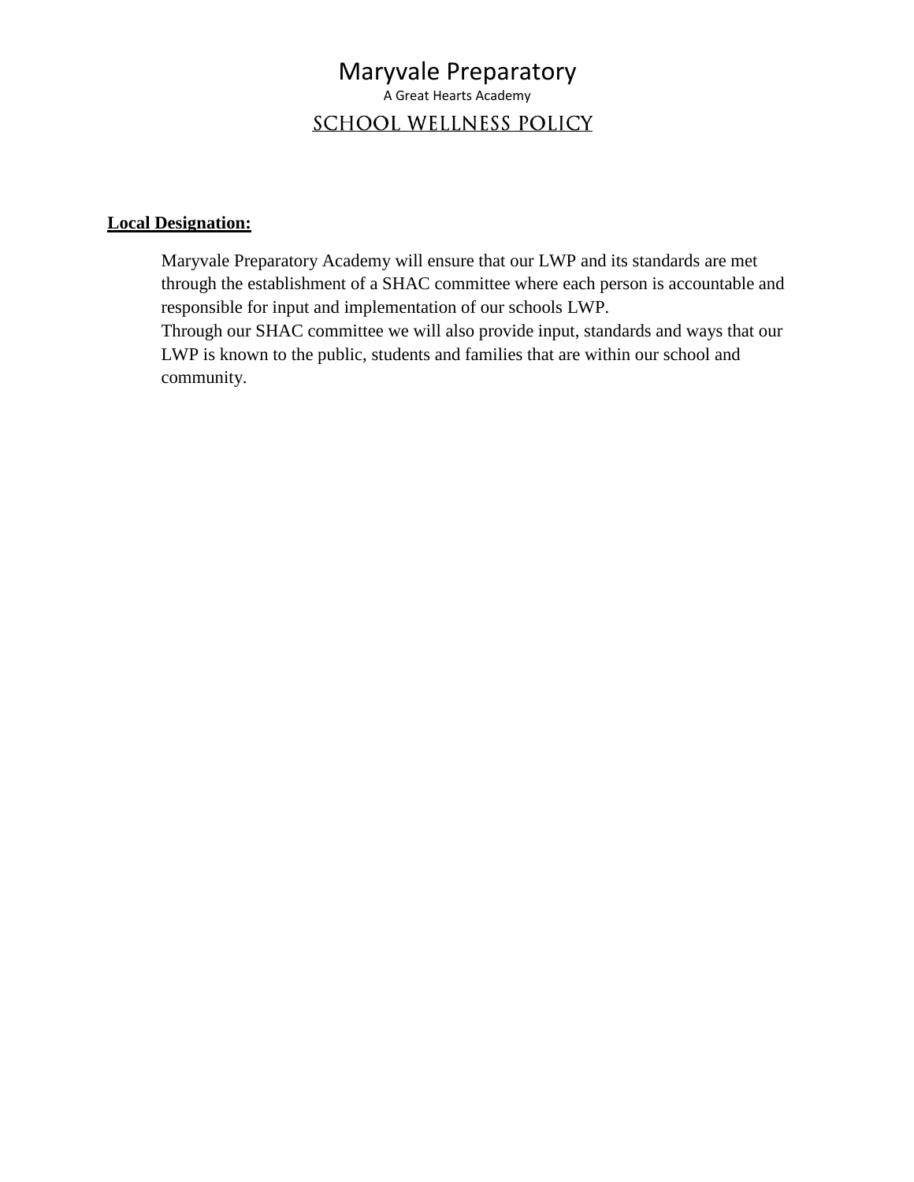# Maryvale Preparatory

A Great Hearts Academy

## SCHOOL WELLNESS POLICY

**Local Designation:**

Maryvale Preparatory Academy will ensure that our LWP and its standards are met through the establishment of a SHAC committee where each person is accountable and responsible for input and implementation of our schools LWP.
Through our SHAC committee we will also provide input, standards and ways that our LWP is known to the public, students and families that are within our school and community.